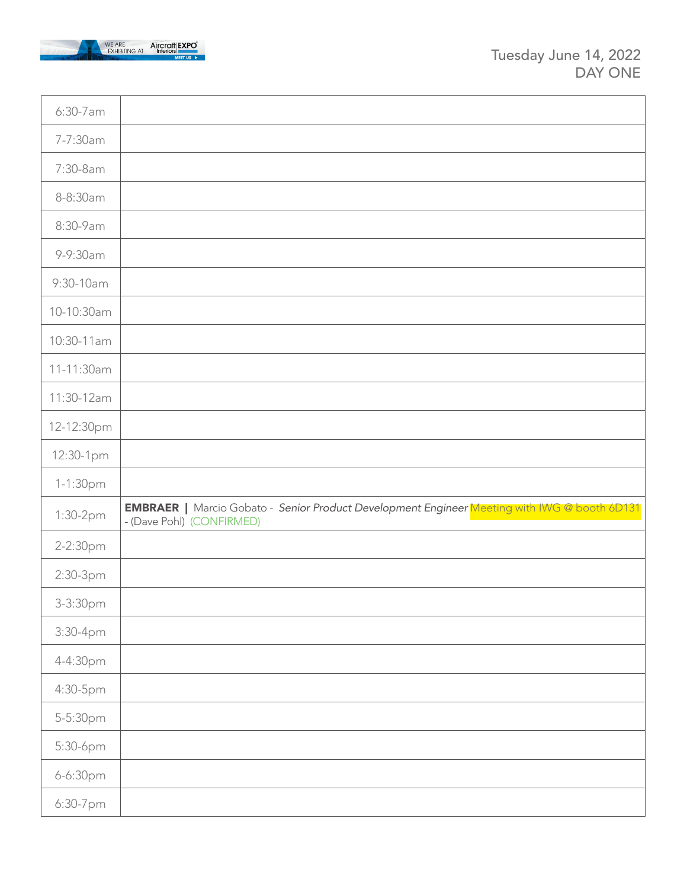Tuesday June 14, 2022
DAY ONE

| | |
|---|---|
| 6:30-7am | |
| 7-7:30am | |
| 7:30-8am | |
| 8-8:30am | |
| 8:30-9am | |
| 9-9:30am | |
| 9:30-10am | |
| 10-10:30am | |
| 10:30-11am | |
| 11-11:30am | |
| 11:30-12am | |
| 12-12:30pm | |
| 12:30-1pm | |
| 1-1:30pm | |
| 1:30-2pm | **EMBRAER \|** Marcio Gobato - *Senior Product Development Engineer* Meeting with IWG @ booth 6D131 - (Dave Pohl) (CONFIRMED) |
| 2-2:30pm | |
| 2:30-3pm | |
| 3-3:30pm | |
| 3:30-4pm | |
| 4-4:30pm | |
| 4:30-5pm | |
| 5-5:30pm | |
| 5:30-6pm | |
| 6-6:30pm | |
| 6:30-7pm | |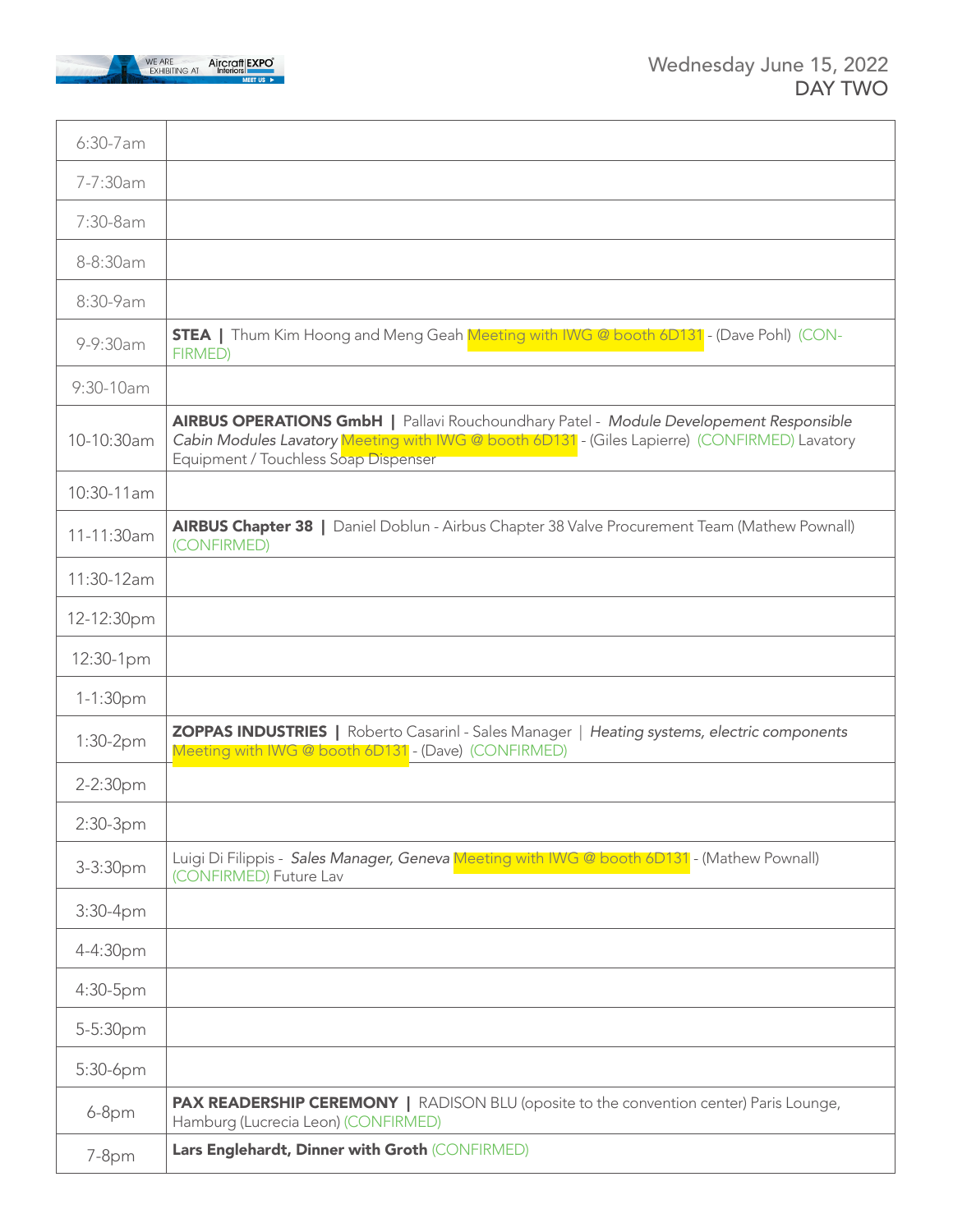Wednesday June 15, 2022
DAY TWO

| | |
|---|---|
| 6:30-7am | |
| 7-7:30am | |
| 7:30-8am | |
| 8-8:30am | |
| 8:30-9am | |
| 9-9:30am | **STEA \|** Thum Kim Hoong and Meng Geah Meeting with IWG @ booth 6D131 - (Dave Pohl) (CON-FIRMED) |
| 9:30-10am | |
| 10-10:30am | **AIRBUS OPERATIONS GmbH \|** Pallavi Rouchoundhary Patel - *Module Developement Responsible Cabin Modules Lavatory* Meeting with IWG @ booth 6D131 - (Giles Lapierre) (CONFIRMED) Lavatory Equipment / Touchless Soap Dispenser |
| 10:30-11am | |
| 11-11:30am | **AIRBUS Chapter 38 \|** Daniel Doblun - Airbus Chapter 38 Valve Procurement Team (Mathew Pownall) (CONFIRMED) |
| 11:30-12am | |
| 12-12:30pm | |
| 12:30-1pm | |
| 1-1:30pm | |
| 1:30-2pm | **ZOPPAS INDUSTRIES \|** Roberto Casarinl - Sales Manager \| *Heating systems, electric components* Meeting with IWG @ booth 6D131 - (Dave) (CONFIRMED) |
| 2-2:30pm | |
| 2:30-3pm | |
| 3-3:30pm | Luigi Di Filippis - *Sales Manager, Geneva* Meeting with IWG @ booth 6D131 - (Mathew Pownall) (CONFIRMED) Future Lav |
| 3:30-4pm | |
| 4-4:30pm | |
| 4:30-5pm | |
| 5-5:30pm | |
| 5:30-6pm | |
| 6-8pm | **PAX READERSHIP CEREMONY \|** RADISON BLU (oposite to the convention center) Paris Lounge, Hamburg (Lucrecia Leon) (CONFIRMED) |
| 7-8pm | **Lars Englehardt, Dinner with Groth** (CONFIRMED) |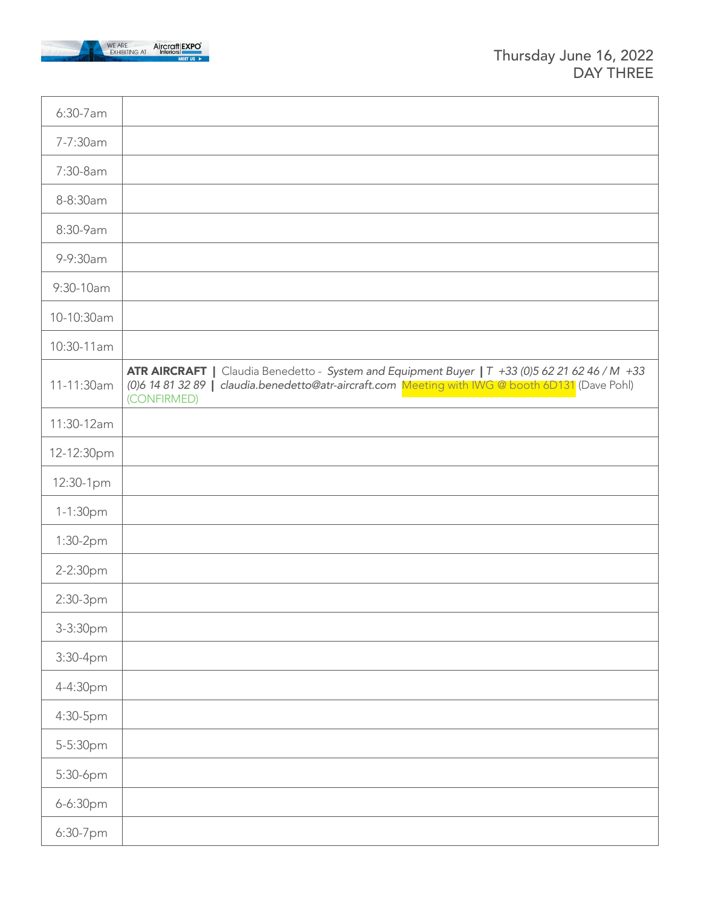Thursday June 16, 2022
DAY THREE

| | |
|---|---|
| 6:30-7am | |
| 7-7:30am | |
| 7:30-8am | |
| 8-8:30am | |
| 8:30-9am | |
| 9-9:30am | |
| 9:30-10am | |
| 10-10:30am | |
| 10:30-11am | |
| 11-11:30am | **ATR AIRCRAFT** \| Claudia Benedetto - *System and Equipment Buyer* \| *T +33 (0)5 62 21 62 46 / M +33 (0)6 14 81 32 89* \| *claudia.benedetto@atr-aircraft.com* Meeting with IWG @ booth 6D131 (Dave Pohl) (CONFIRMED) |
| 11:30-12am | |
| 12-12:30pm | |
| 12:30-1pm | |
| 1-1:30pm | |
| 1:30-2pm | |
| 2-2:30pm | |
| 2:30-3pm | |
| 3-3:30pm | |
| 3:30-4pm | |
| 4-4:30pm | |
| 4:30-5pm | |
| 5-5:30pm | |
| 5:30-6pm | |
| 6-6:30pm | |
| 6:30-7pm | |